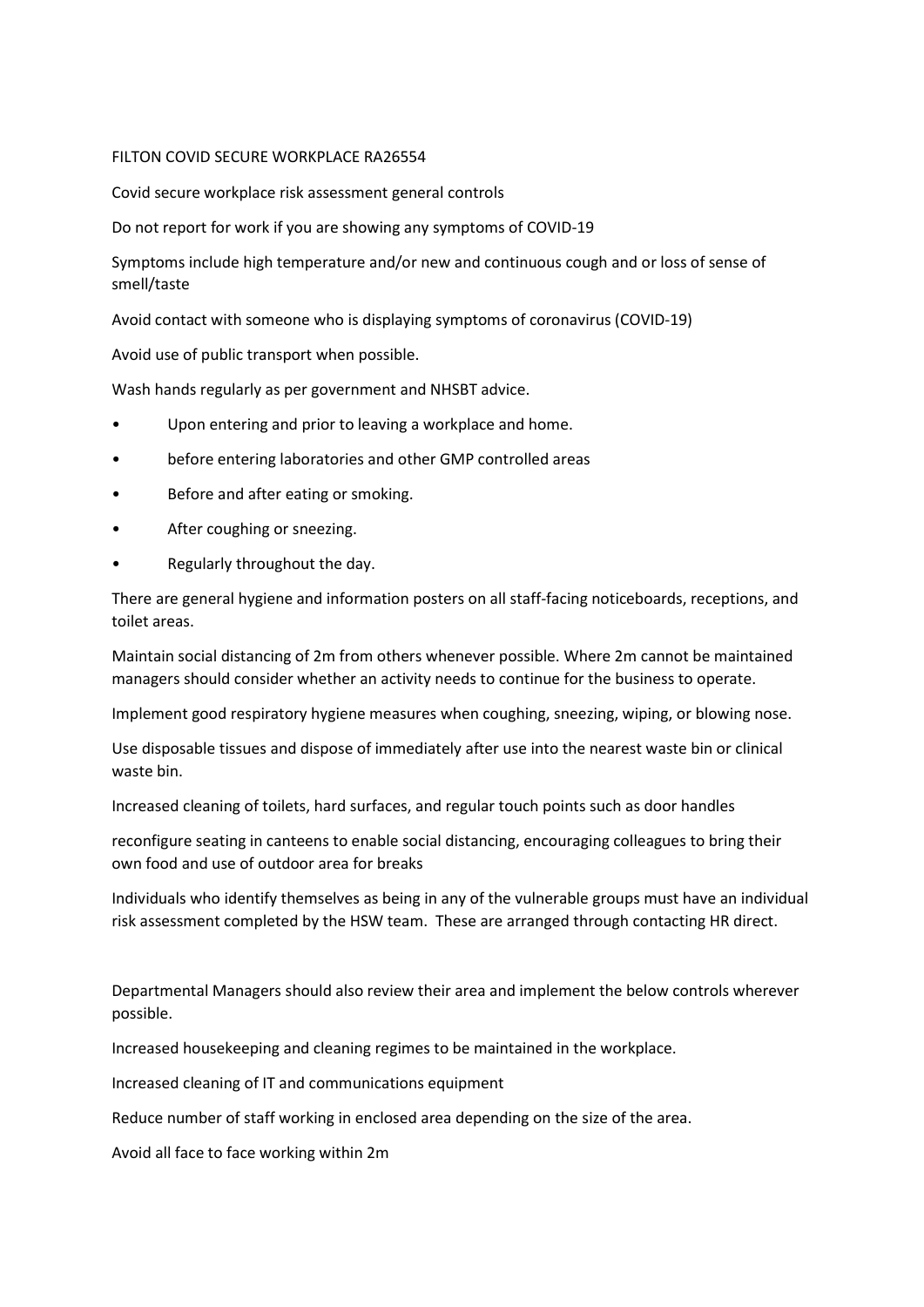FILTON COVID SECURE WORKPLACE RA26554

Covid secure workplace risk assessment general controls

Do not report for work if you are showing any symptoms of COVID-19

Symptoms include high temperature and/or new and continuous cough and or loss of sense of smell/taste

Avoid contact with someone who is displaying symptoms of coronavirus (COVID-19)

Avoid use of public transport when possible.

Wash hands regularly as per government and NHSBT advice.

- Upon entering and prior to leaving a workplace and home.
- before entering laboratories and other GMP controlled areas
- Before and after eating or smoking.
- After coughing or sneezing.
- Regularly throughout the day.

There are general hygiene and information posters on all staff-facing noticeboards, receptions, and toilet areas.

Maintain social distancing of 2m from others whenever possible. Where 2m cannot be maintained managers should consider whether an activity needs to continue for the business to operate.

Implement good respiratory hygiene measures when coughing, sneezing, wiping, or blowing nose.

Use disposable tissues and dispose of immediately after use into the nearest waste bin or clinical waste bin.

Increased cleaning of toilets, hard surfaces, and regular touch points such as door handles

reconfigure seating in canteens to enable social distancing, encouraging colleagues to bring their own food and use of outdoor area for breaks

Individuals who identify themselves as being in any of the vulnerable groups must have an individual risk assessment completed by the HSW team. These are arranged through contacting HR direct.

Departmental Managers should also review their area and implement the below controls wherever possible.

Increased housekeeping and cleaning regimes to be maintained in the workplace.

Increased cleaning of IT and communications equipment

Reduce number of staff working in enclosed area depending on the size of the area.

Avoid all face to face working within 2m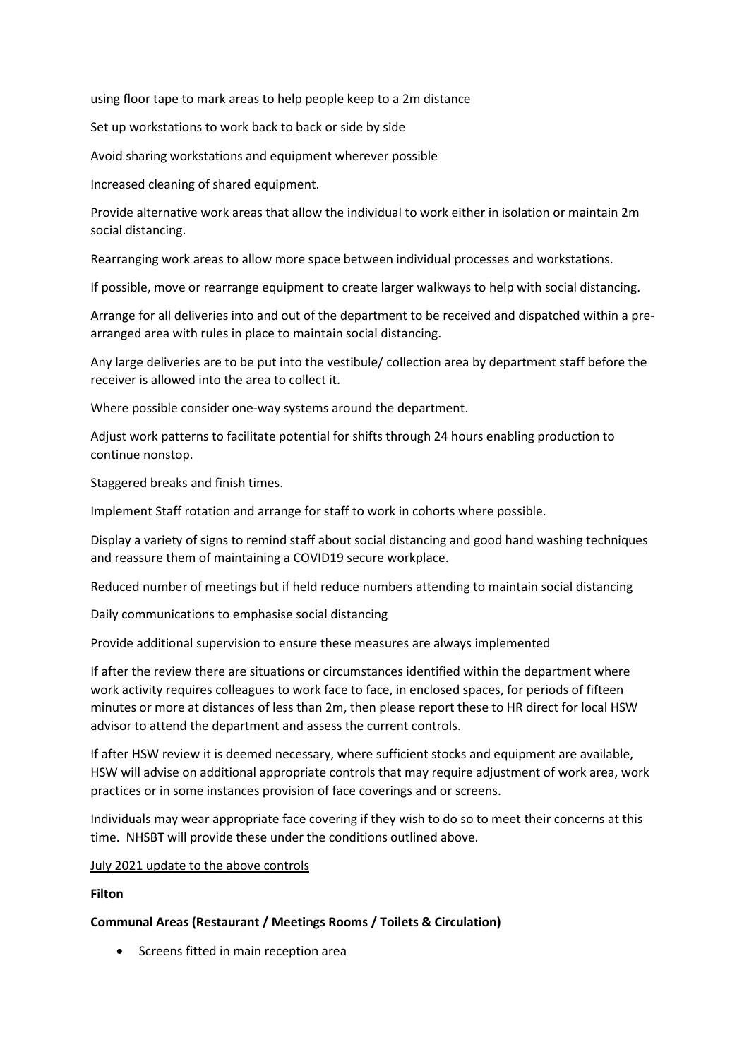using floor tape to mark areas to help people keep to a 2m distance

Set up workstations to work back to back or side by side

Avoid sharing workstations and equipment wherever possible

Increased cleaning of shared equipment.

Provide alternative work areas that allow the individual to work either in isolation or maintain 2m social distancing.

Rearranging work areas to allow more space between individual processes and workstations.

If possible, move or rearrange equipment to create larger walkways to help with social distancing.

Arrange for all deliveries into and out of the department to be received and dispatched within a pre-arranged area with rules in place to maintain social distancing.

Any large deliveries are to be put into the vestibule/ collection area by department staff before the receiver is allowed into the area to collect it.

Where possible consider one-way systems around the department.

Adjust work patterns to facilitate potential for shifts through 24 hours enabling production to continue nonstop.

Staggered breaks and finish times.

Implement Staff rotation and arrange for staff to work in cohorts where possible.

Display a variety of signs to remind staff about social distancing and good hand washing techniques and reassure them of maintaining a COVID19 secure workplace.

Reduced number of meetings but if held reduce numbers attending to maintain social distancing

Daily communications to emphasise social distancing

Provide additional supervision to ensure these measures are always implemented

If after the review there are situations or circumstances identified within the department where work activity requires colleagues to work face to face, in enclosed spaces, for periods of fifteen minutes or more at distances of less than 2m, then please report these to HR direct for local HSW advisor to attend the department and assess the current controls.

If after HSW review it is deemed necessary, where sufficient stocks and equipment are available, HSW will advise on additional appropriate controls that may require adjustment of work area, work practices or in some instances provision of face coverings and or screens.

Individuals may wear appropriate face covering if they wish to do so to meet their concerns at this time. NHSBT will provide these under the conditions outlined above.

<u>July 2021 update to the above controls</u>

**Filton**

**Communal Areas (Restaurant / Meetings Rooms / Toilets & Circulation)**

- Screens fitted in main reception area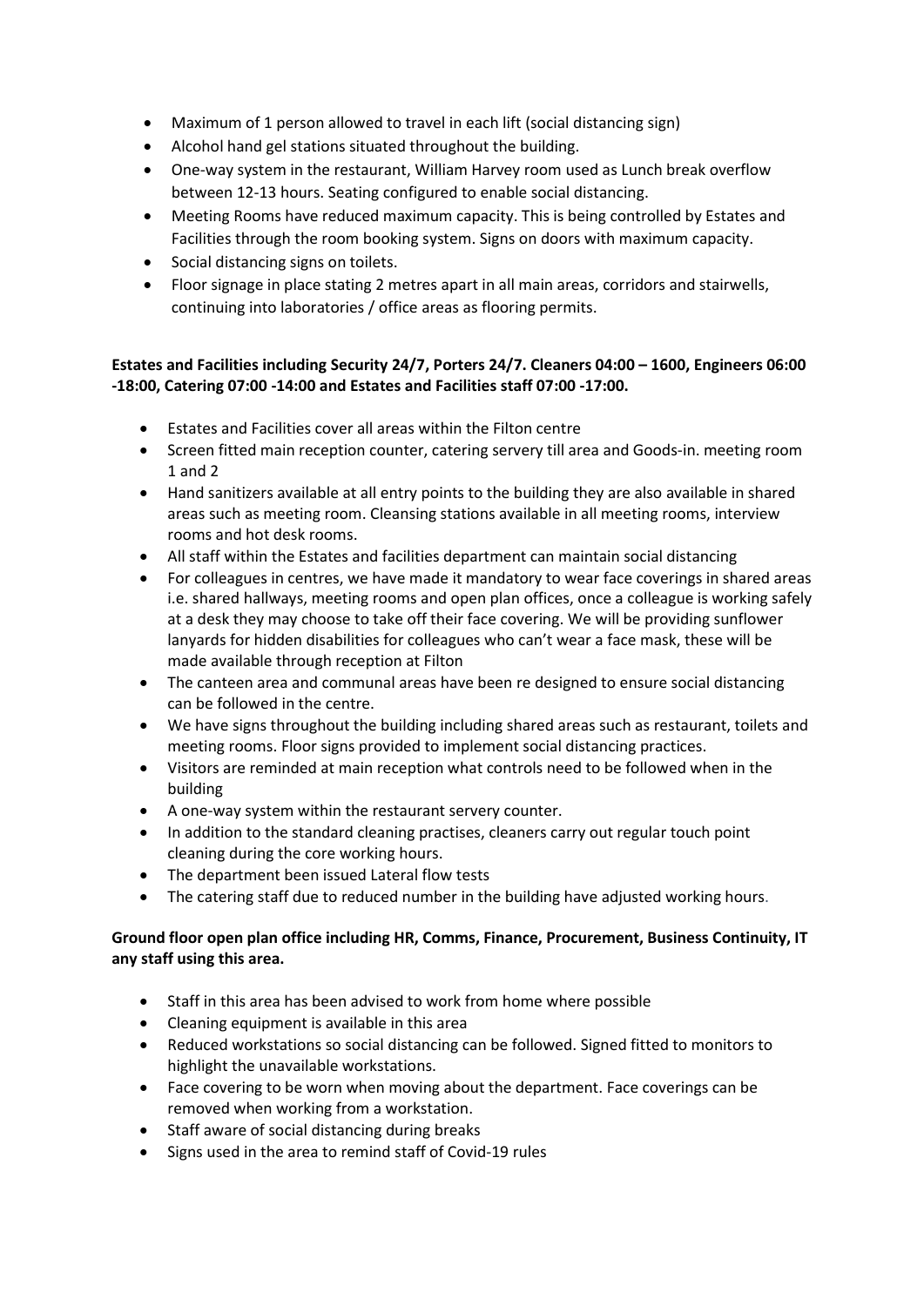- Maximum of 1 person allowed to travel in each lift (social distancing sign)
- Alcohol hand gel stations situated throughout the building.
- One-way system in the restaurant, William Harvey room used as Lunch break overflow between 12-13 hours. Seating configured to enable social distancing.
- Meeting Rooms have reduced maximum capacity. This is being controlled by Estates and Facilities through the room booking system. Signs on doors with maximum capacity.
- Social distancing signs on toilets.
- Floor signage in place stating 2 metres apart in all main areas, corridors and stairwells, continuing into laboratories / office areas as flooring permits.

**Estates and Facilities including Security 24/7, Porters 24/7. Cleaners 04:00 – 1600, Engineers 06:00 -18:00, Catering 07:00 -14:00 and Estates and Facilities staff 07:00 -17:00.**

- Estates and Facilities cover all areas within the Filton centre
- Screen fitted main reception counter, catering servery till area and Goods-in. meeting room 1 and 2
- Hand sanitizers available at all entry points to the building they are also available in shared areas such as meeting room. Cleansing stations available in all meeting rooms, interview rooms and hot desk rooms.
- All staff within the Estates and facilities department can maintain social distancing
- For colleagues in centres, we have made it mandatory to wear face coverings in shared areas i.e. shared hallways, meeting rooms and open plan offices, once a colleague is working safely at a desk they may choose to take off their face covering. We will be providing sunflower lanyards for hidden disabilities for colleagues who can't wear a face mask, these will be made available through reception at Filton
- The canteen area and communal areas have been re designed to ensure social distancing can be followed in the centre.
- We have signs throughout the building including shared areas such as restaurant, toilets and meeting rooms. Floor signs provided to implement social distancing practices.
- Visitors are reminded at main reception what controls need to be followed when in the building
- A one-way system within the restaurant servery counter.
- In addition to the standard cleaning practises, cleaners carry out regular touch point cleaning during the core working hours.
- The department been issued Lateral flow tests
- The catering staff due to reduced number in the building have adjusted working hours.

**Ground floor open plan office including HR, Comms, Finance, Procurement, Business Continuity, IT any staff using this area.**

- Staff in this area has been advised to work from home where possible
- Cleaning equipment is available in this area
- Reduced workstations so social distancing can be followed. Signed fitted to monitors to highlight the unavailable workstations.
- Face covering to be worn when moving about the department. Face coverings can be removed when working from a workstation.
- Staff aware of social distancing during breaks
- Signs used in the area to remind staff of Covid-19 rules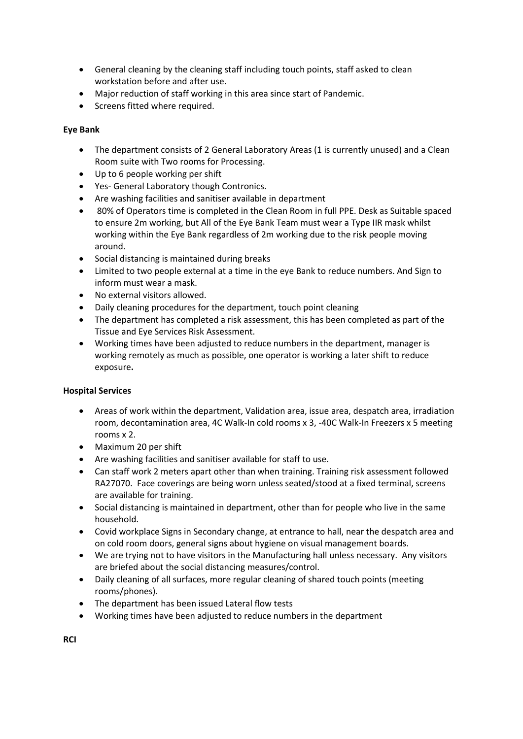- General cleaning by the cleaning staff including touch points, staff asked to clean workstation before and after use.
- Major reduction of staff working in this area since start of Pandemic.
- Screens fitted where required.

**Eye Bank**

- The department consists of 2 General Laboratory Areas (1 is currently unused) and a Clean Room suite with Two rooms for Processing.
- Up to 6 people working per shift
- Yes- General Laboratory though Contronics.
- Are washing facilities and sanitiser available in department
- 80% of Operators time is completed in the Clean Room in full PPE. Desk as Suitable spaced to ensure 2m working, but All of the Eye Bank Team must wear a Type IIR mask whilst working within the Eye Bank regardless of 2m working due to the risk people moving around.
- Social distancing is maintained during breaks
- Limited to two people external at a time in the eye Bank to reduce numbers. And Sign to inform must wear a mask.
- No external visitors allowed.
- Daily cleaning procedures for the department, touch point cleaning
- The department has completed a risk assessment, this has been completed as part of the Tissue and Eye Services Risk Assessment.
- Working times have been adjusted to reduce numbers in the department, manager is working remotely as much as possible, one operator is working a later shift to reduce exposure**.**

**Hospital Services**

- Areas of work within the department, Validation area, issue area, despatch area, irradiation room, decontamination area, 4C Walk-In cold rooms x 3, -40C Walk-In Freezers x 5 meeting rooms x 2.
- Maximum 20 per shift
- Are washing facilities and sanitiser available for staff to use.
- Can staff work 2 meters apart other than when training. Training risk assessment followed RA27070. Face coverings are being worn unless seated/stood at a fixed terminal, screens are available for training.
- Social distancing is maintained in department, other than for people who live in the same household.
- Covid workplace Signs in Secondary change, at entrance to hall, near the despatch area and on cold room doors, general signs about hygiene on visual management boards.
- We are trying not to have visitors in the Manufacturing hall unless necessary. Any visitors are briefed about the social distancing measures/control.
- Daily cleaning of all surfaces, more regular cleaning of shared touch points (meeting rooms/phones).
- The department has been issued Lateral flow tests
- Working times have been adjusted to reduce numbers in the department

**RCI**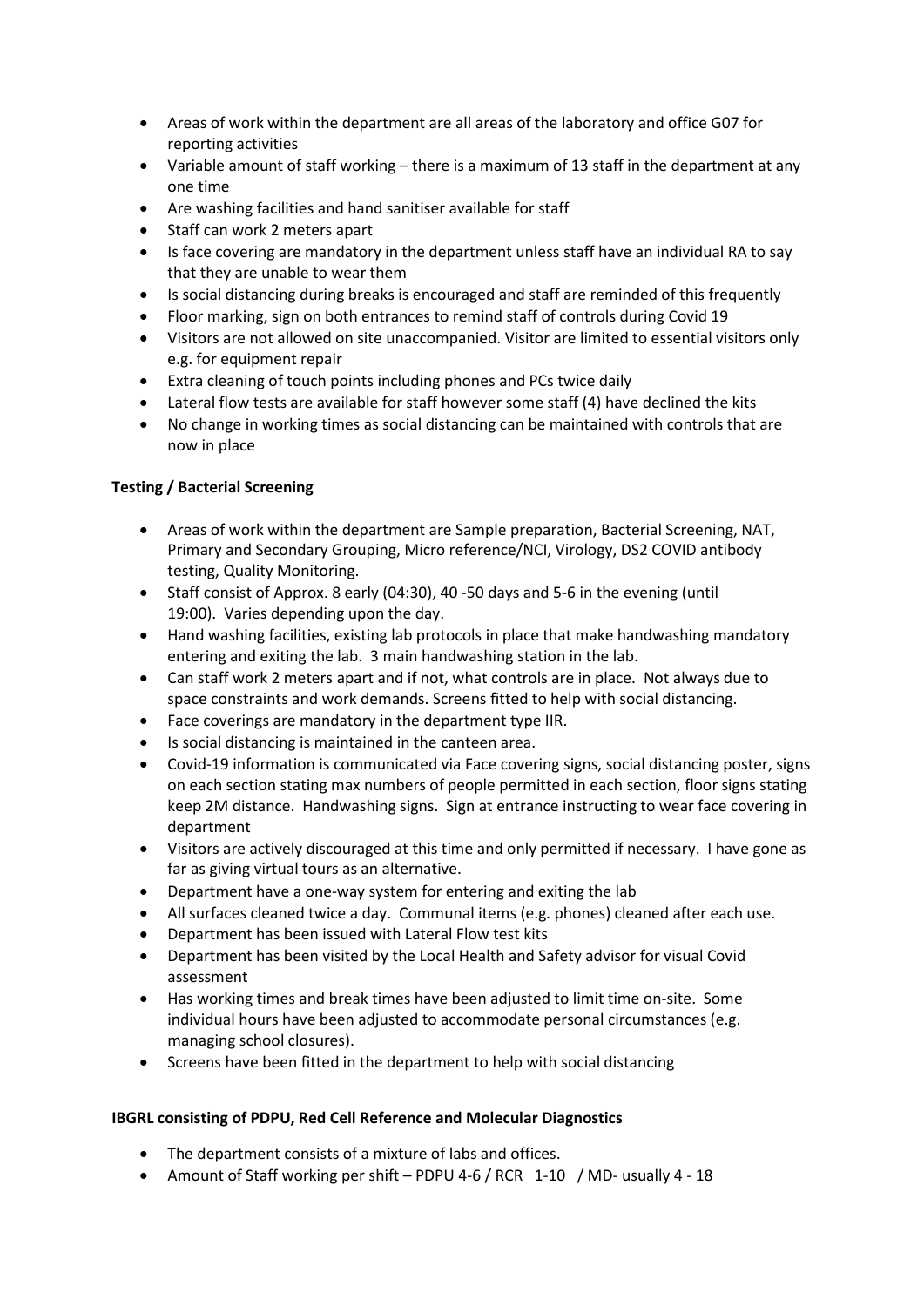- Areas of work within the department are all areas of the laboratory and office G07 for reporting activities
- Variable amount of staff working – there is a maximum of 13 staff in the department at any one time
- Are washing facilities and hand sanitiser available for staff
- Staff can work 2 meters apart
- Is face covering are mandatory in the department unless staff have an individual RA to say that they are unable to wear them
- Is social distancing during breaks is encouraged and staff are reminded of this frequently
- Floor marking, sign on both entrances to remind staff of controls during Covid 19
- Visitors are not allowed on site unaccompanied. Visitor are limited to essential visitors only e.g. for equipment repair
- Extra cleaning of touch points including phones and PCs twice daily
- Lateral flow tests are available for staff however some staff (4) have declined the kits
- No change in working times as social distancing can be maintained with controls that are now in place

**Testing / Bacterial Screening**

- Areas of work within the department are Sample preparation, Bacterial Screening, NAT, Primary and Secondary Grouping, Micro reference/NCI, Virology, DS2 COVID antibody testing, Quality Monitoring.
- Staff consist of Approx. 8 early (04:30), 40 -50 days and 5-6 in the evening (until 19:00). Varies depending upon the day.
- Hand washing facilities, existing lab protocols in place that make handwashing mandatory entering and exiting the lab. 3 main handwashing station in the lab.
- Can staff work 2 meters apart and if not, what controls are in place. Not always due to space constraints and work demands. Screens fitted to help with social distancing.
- Face coverings are mandatory in the department type IIR.
- Is social distancing is maintained in the canteen area.
- Covid-19 information is communicated via Face covering signs, social distancing poster, signs on each section stating max numbers of people permitted in each section, floor signs stating keep 2M distance. Handwashing signs. Sign at entrance instructing to wear face covering in department
- Visitors are actively discouraged at this time and only permitted if necessary. I have gone as far as giving virtual tours as an alternative.
- Department have a one-way system for entering and exiting the lab
- All surfaces cleaned twice a day. Communal items (e.g. phones) cleaned after each use.
- Department has been issued with Lateral Flow test kits
- Department has been visited by the Local Health and Safety advisor for visual Covid assessment
- Has working times and break times have been adjusted to limit time on-site. Some individual hours have been adjusted to accommodate personal circumstances (e.g. managing school closures).
- Screens have been fitted in the department to help with social distancing

**IBGRL consisting of PDPU, Red Cell Reference and Molecular Diagnostics**

- The department consists of a mixture of labs and offices.
- Amount of Staff working per shift – PDPU 4-6 / RCR 1-10 / MD- usually 4 - 18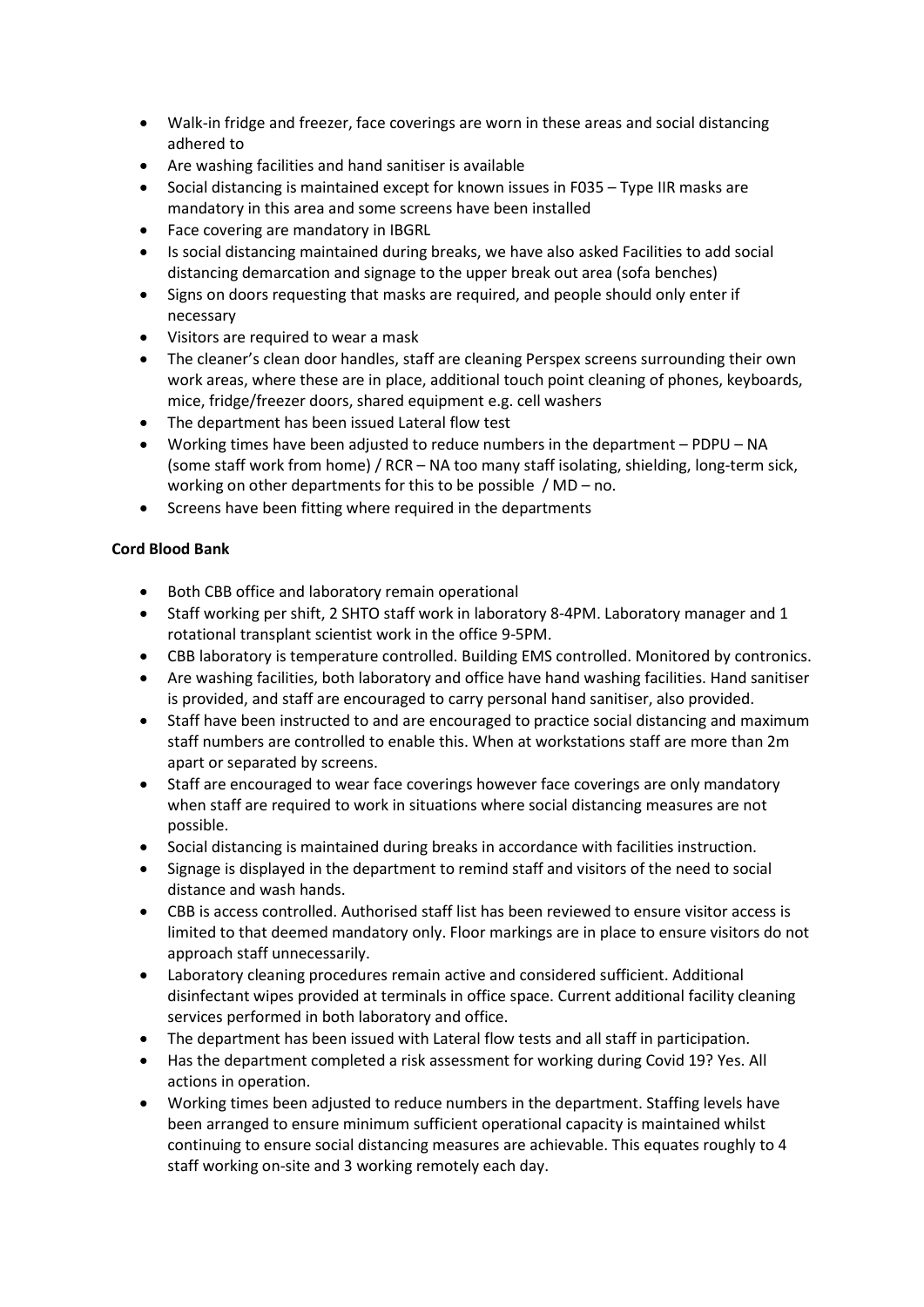- Walk-in fridge and freezer, face coverings are worn in these areas and social distancing adhered to
- Are washing facilities and hand sanitiser is available
- Social distancing is maintained except for known issues in F035 – Type IIR masks are mandatory in this area and some screens have been installed
- Face covering are mandatory in IBGRL
- Is social distancing maintained during breaks, we have also asked Facilities to add social distancing demarcation and signage to the upper break out area (sofa benches)
- Signs on doors requesting that masks are required, and people should only enter if necessary
- Visitors are required to wear a mask
- The cleaner's clean door handles, staff are cleaning Perspex screens surrounding their own work areas, where these are in place, additional touch point cleaning of phones, keyboards, mice, fridge/freezer doors, shared equipment e.g. cell washers
- The department has been issued Lateral flow test
- Working times have been adjusted to reduce numbers in the department – PDPU – NA (some staff work from home) / RCR – NA too many staff isolating, shielding, long-term sick, working on other departments for this to be possible / MD – no.
- Screens have been fitting where required in the departments

**Cord Blood Bank**

- Both CBB office and laboratory remain operational
- Staff working per shift, 2 SHTO staff work in laboratory 8-4PM. Laboratory manager and 1 rotational transplant scientist work in the office 9-5PM.
- CBB laboratory is temperature controlled. Building EMS controlled. Monitored by contronics.
- Are washing facilities, both laboratory and office have hand washing facilities. Hand sanitiser is provided, and staff are encouraged to carry personal hand sanitiser, also provided.
- Staff have been instructed to and are encouraged to practice social distancing and maximum staff numbers are controlled to enable this. When at workstations staff are more than 2m apart or separated by screens.
- Staff are encouraged to wear face coverings however face coverings are only mandatory when staff are required to work in situations where social distancing measures are not possible.
- Social distancing is maintained during breaks in accordance with facilities instruction.
- Signage is displayed in the department to remind staff and visitors of the need to social distance and wash hands.
- CBB is access controlled. Authorised staff list has been reviewed to ensure visitor access is limited to that deemed mandatory only. Floor markings are in place to ensure visitors do not approach staff unnecessarily.
- Laboratory cleaning procedures remain active and considered sufficient. Additional disinfectant wipes provided at terminals in office space. Current additional facility cleaning services performed in both laboratory and office.
- The department has been issued with Lateral flow tests and all staff in participation.
- Has the department completed a risk assessment for working during Covid 19? Yes. All actions in operation.
- Working times been adjusted to reduce numbers in the department. Staffing levels have been arranged to ensure minimum sufficient operational capacity is maintained whilst continuing to ensure social distancing measures are achievable. This equates roughly to 4 staff working on-site and 3 working remotely each day.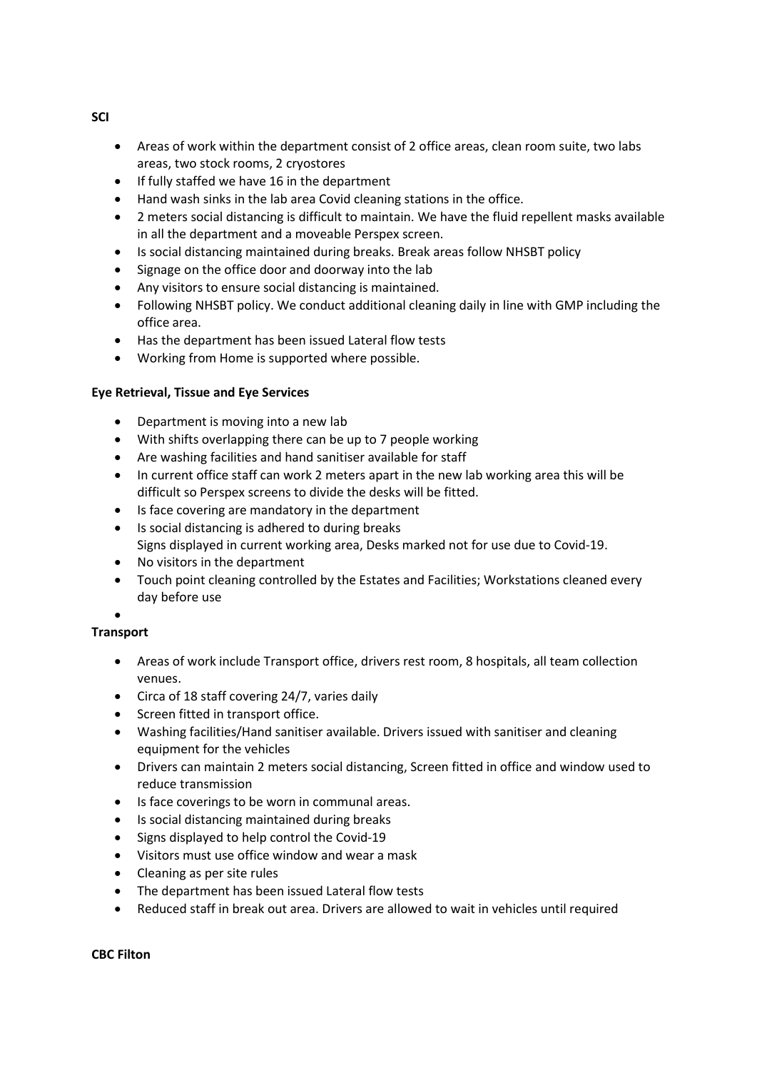**SCI**

- Areas of work within the department consist of 2 office areas, clean room suite, two labs areas, two stock rooms, 2 cryostores
- If fully staffed we have 16 in the department
- Hand wash sinks in the lab area Covid cleaning stations in the office.
- 2 meters social distancing is difficult to maintain. We have the fluid repellent masks available in all the department and a moveable Perspex screen.
- Is social distancing maintained during breaks. Break areas follow NHSBT policy
- Signage on the office door and doorway into the lab
- Any visitors to ensure social distancing is maintained.
- Following NHSBT policy. We conduct additional cleaning daily in line with GMP including the office area.
- Has the department has been issued Lateral flow tests
- Working from Home is supported where possible.

**Eye Retrieval, Tissue and Eye Services**

- Department is moving into a new lab
- With shifts overlapping there can be up to 7 people working
- Are washing facilities and hand sanitiser available for staff
- In current office staff can work 2 meters apart in the new lab working area this will be difficult so Perspex screens to divide the desks will be fitted.
- Is face covering are mandatory in the department
- Is social distancing is adhered to during breaks
  Signs displayed in current working area, Desks marked not for use due to Covid-19.
- No visitors in the department
- Touch point cleaning controlled by the Estates and Facilities; Workstations cleaned every day before use
-

**Transport**

- Areas of work include Transport office, drivers rest room, 8 hospitals, all team collection venues.
- Circa of 18 staff covering 24/7, varies daily
- Screen fitted in transport office.
- Washing facilities/Hand sanitiser available. Drivers issued with sanitiser and cleaning equipment for the vehicles
- Drivers can maintain 2 meters social distancing, Screen fitted in office and window used to reduce transmission
- Is face coverings to be worn in communal areas.
- Is social distancing maintained during breaks
- Signs displayed to help control the Covid-19
- Visitors must use office window and wear a mask
- Cleaning as per site rules
- The department has been issued Lateral flow tests
- Reduced staff in break out area. Drivers are allowed to wait in vehicles until required

**CBC Filton**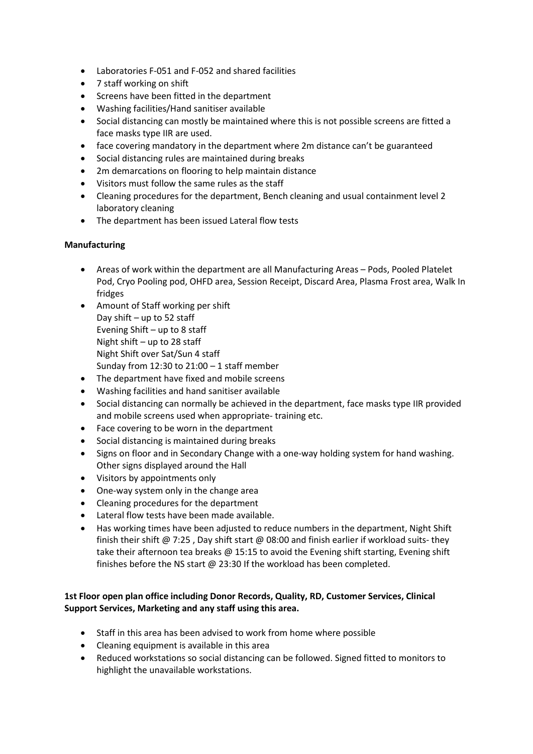- Laboratories F-051 and F-052 and shared facilities
- 7 staff working on shift
- Screens have been fitted in the department
- Washing facilities/Hand sanitiser available
- Social distancing can mostly be maintained where this is not possible screens are fitted a face masks type IIR are used.
- face covering mandatory in the department where 2m distance can't be guaranteed
- Social distancing rules are maintained during breaks
- 2m demarcations on flooring to help maintain distance
- Visitors must follow the same rules as the staff
- Cleaning procedures for the department, Bench cleaning and usual containment level 2 laboratory cleaning
- The department has been issued Lateral flow tests

**Manufacturing**

- Areas of work within the department are all Manufacturing Areas – Pods, Pooled Platelet Pod, Cryo Pooling pod, OHFD area, Session Receipt, Discard Area, Plasma Frost area, Walk In fridges
- Amount of Staff working per shift
  Day shift – up to 52 staff
  Evening Shift – up to 8 staff
  Night shift – up to 28 staff
  Night Shift over Sat/Sun 4 staff
  Sunday from 12:30 to 21:00 – 1 staff member
- The department have fixed and mobile screens
- Washing facilities and hand sanitiser available
- Social distancing can normally be achieved in the department, face masks type IIR provided and mobile screens used when appropriate- training etc.
- Face covering to be worn in the department
- Social distancing is maintained during breaks
- Signs on floor and in Secondary Change with a one-way holding system for hand washing. Other signs displayed around the Hall
- Visitors by appointments only
- One-way system only in the change area
- Cleaning procedures for the department
- Lateral flow tests have been made available.
- Has working times have been adjusted to reduce numbers in the department, Night Shift finish their shift @ 7:25 , Day shift start @ 08:00 and finish earlier if workload suits- they take their afternoon tea breaks @ 15:15 to avoid the Evening shift starting, Evening shift finishes before the NS start @ 23:30 If the workload has been completed.

**1st Floor open plan office including Donor Records, Quality, RD, Customer Services, Clinical Support Services, Marketing and any staff using this area.**

- Staff in this area has been advised to work from home where possible
- Cleaning equipment is available in this area
- Reduced workstations so social distancing can be followed. Signed fitted to monitors to highlight the unavailable workstations.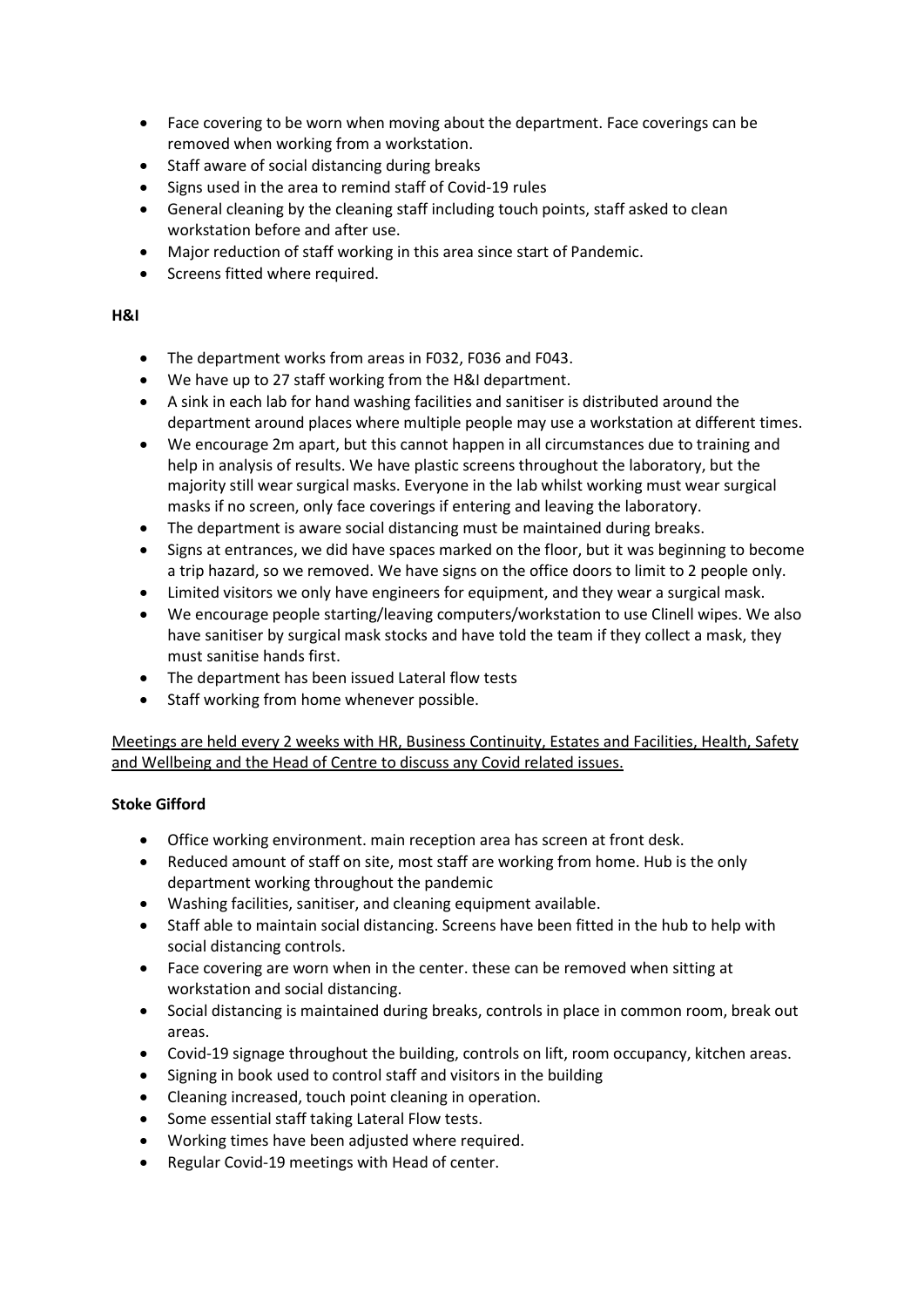- Face covering to be worn when moving about the department. Face coverings can be removed when working from a workstation.
- Staff aware of social distancing during breaks
- Signs used in the area to remind staff of Covid-19 rules
- General cleaning by the cleaning staff including touch points, staff asked to clean workstation before and after use.
- Major reduction of staff working in this area since start of Pandemic.
- Screens fitted where required.

**H&I**

- The department works from areas in F032, F036 and F043.
- We have up to 27 staff working from the H&I department.
- A sink in each lab for hand washing facilities and sanitiser is distributed around the department around places where multiple people may use a workstation at different times.
- We encourage 2m apart, but this cannot happen in all circumstances due to training and help in analysis of results. We have plastic screens throughout the laboratory, but the majority still wear surgical masks. Everyone in the lab whilst working must wear surgical masks if no screen, only face coverings if entering and leaving the laboratory.
- The department is aware social distancing must be maintained during breaks.
- Signs at entrances, we did have spaces marked on the floor, but it was beginning to become a trip hazard, so we removed. We have signs on the office doors to limit to 2 people only.
- Limited visitors we only have engineers for equipment, and they wear a surgical mask.
- We encourage people starting/leaving computers/workstation to use Clinell wipes. We also have sanitiser by surgical mask stocks and have told the team if they collect a mask, they must sanitise hands first.
- The department has been issued Lateral flow tests
- Staff working from home whenever possible.

<u>Meetings are held every 2 weeks with HR, Business Continuity, Estates and Facilities, Health, Safety and Wellbeing and the Head of Centre to discuss any Covid related issues.</u>

**Stoke Gifford**

- Office working environment. main reception area has screen at front desk.
- Reduced amount of staff on site, most staff are working from home. Hub is the only department working throughout the pandemic
- Washing facilities, sanitiser, and cleaning equipment available.
- Staff able to maintain social distancing. Screens have been fitted in the hub to help with social distancing controls.
- Face covering are worn when in the center. these can be removed when sitting at workstation and social distancing.
- Social distancing is maintained during breaks, controls in place in common room, break out areas.
- Covid-19 signage throughout the building, controls on lift, room occupancy, kitchen areas.
- Signing in book used to control staff and visitors in the building
- Cleaning increased, touch point cleaning in operation.
- Some essential staff taking Lateral Flow tests.
- Working times have been adjusted where required.
- Regular Covid-19 meetings with Head of center.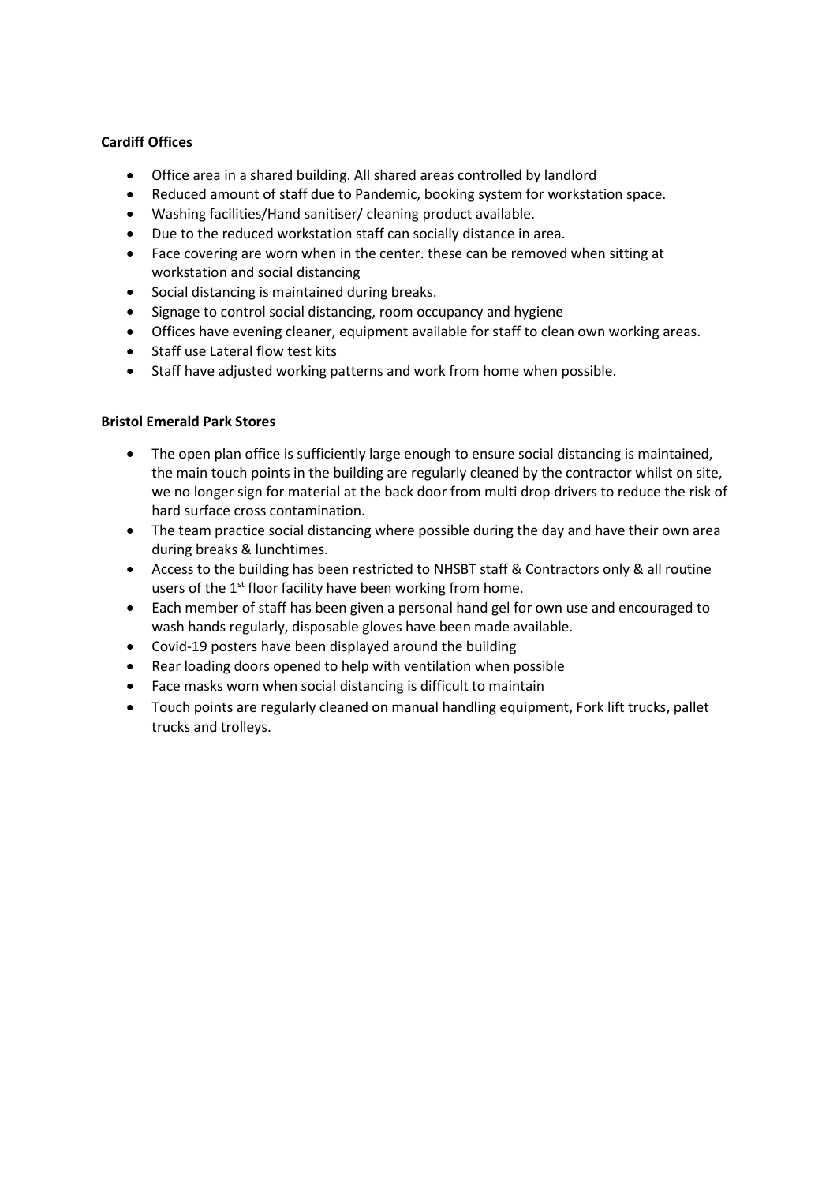**Cardiff Offices**

- Office area in a shared building. All shared areas controlled by landlord
- Reduced amount of staff due to Pandemic, booking system for workstation space.
- Washing facilities/Hand sanitiser/ cleaning product available.
- Due to the reduced workstation staff can socially distance in area.
- Face covering are worn when in the center. these can be removed when sitting at workstation and social distancing
- Social distancing is maintained during breaks.
- Signage to control social distancing, room occupancy and hygiene
- Offices have evening cleaner, equipment available for staff to clean own working areas.
- Staff use Lateral flow test kits
- Staff have adjusted working patterns and work from home when possible.

**Bristol Emerald Park Stores**

- The open plan office is sufficiently large enough to ensure social distancing is maintained, the main touch points in the building are regularly cleaned by the contractor whilst on site, we no longer sign for material at the back door from multi drop drivers to reduce the risk of hard surface cross contamination.
- The team practice social distancing where possible during the day and have their own area during breaks & lunchtimes.
- Access to the building has been restricted to NHSBT staff & Contractors only & all routine users of the 1st floor facility have been working from home.
- Each member of staff has been given a personal hand gel for own use and encouraged to wash hands regularly, disposable gloves have been made available.
- Covid-19 posters have been displayed around the building
- Rear loading doors opened to help with ventilation when possible
- Face masks worn when social distancing is difficult to maintain
- Touch points are regularly cleaned on manual handling equipment, Fork lift trucks, pallet trucks and trolleys.